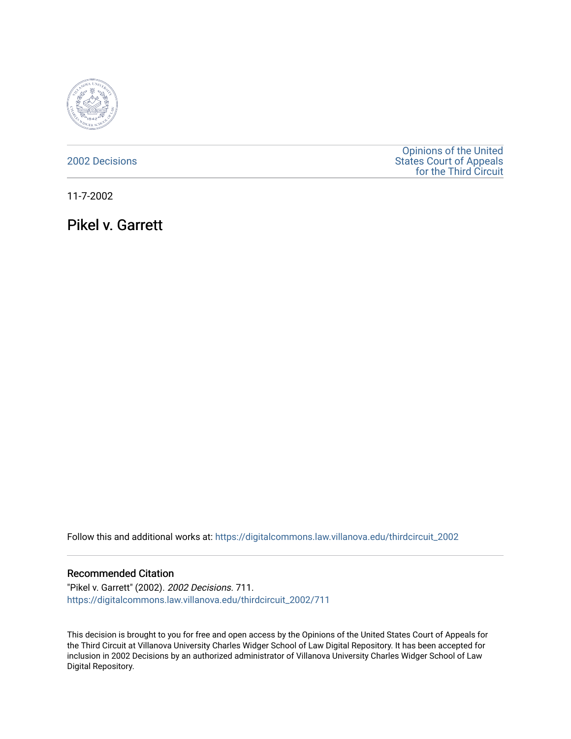2002 Decisions

Opinions of the United States Court of Appeals for the Third Circuit

11-7-2002

# Pikel v. Garrett

Follow this and additional works at: https://digitalcommons.law.villanova.edu/thirdcircuit_2002

### Recommended Citation

"Pikel v. Garrett" (2002). *2002 Decisions*. 711.
https://digitalcommons.law.villanova.edu/thirdcircuit_2002/711

This decision is brought to you for free and open access by the Opinions of the United States Court of Appeals for the Third Circuit at Villanova University Charles Widger School of Law Digital Repository. It has been accepted for inclusion in 2002 Decisions by an authorized administrator of Villanova University Charles Widger School of Law Digital Repository.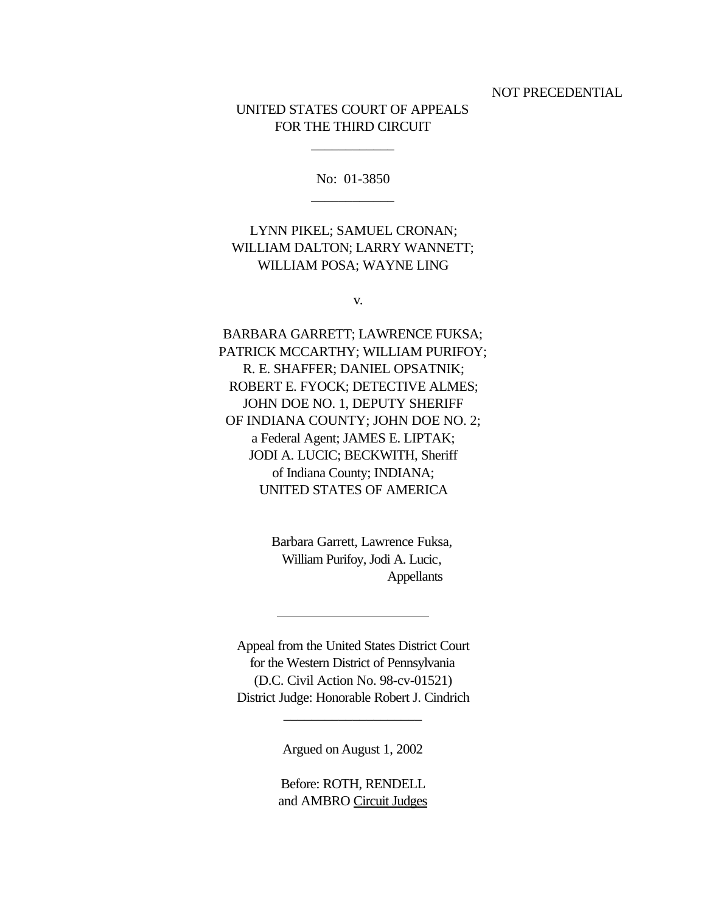NOT PRECEDENTIAL

UNITED STATES COURT OF APPEALS
FOR THE THIRD CIRCUIT

---

No: 01-3850

---

LYNN PIKEL; SAMUEL CRONAN;
WILLIAM DALTON; LARRY WANNETT;
WILLIAM POSA; WAYNE LING

v.

BARBARA GARRETT; LAWRENCE FUKSA;
PATRICK MCCARTHY; WILLIAM PURIFOY;
R. E. SHAFFER; DANIEL OPSATNIK;
ROBERT E. FYOCK; DETECTIVE ALMES;
JOHN DOE NO. 1, DEPUTY SHERIFF
OF INDIANA COUNTY; JOHN DOE NO. 2;
a Federal Agent; JAMES E. LIPTAK;
JODI A. LUCIC; BECKWITH, Sheriff
of Indiana County; INDIANA;
UNITED STATES OF AMERICA

Barbara Garrett, Lawrence Fuksa,
William Purifoy, Jodi A. Lucic,
Appellants

---

Appeal from the United States District Court
for the Western District of Pennsylvania
(D.C. Civil Action No. 98-cv-01521)
District Judge: Honorable Robert J. Cindrich

---

Argued on August 1, 2002

Before: ROTH, RENDELL
and AMBRO Circuit Judges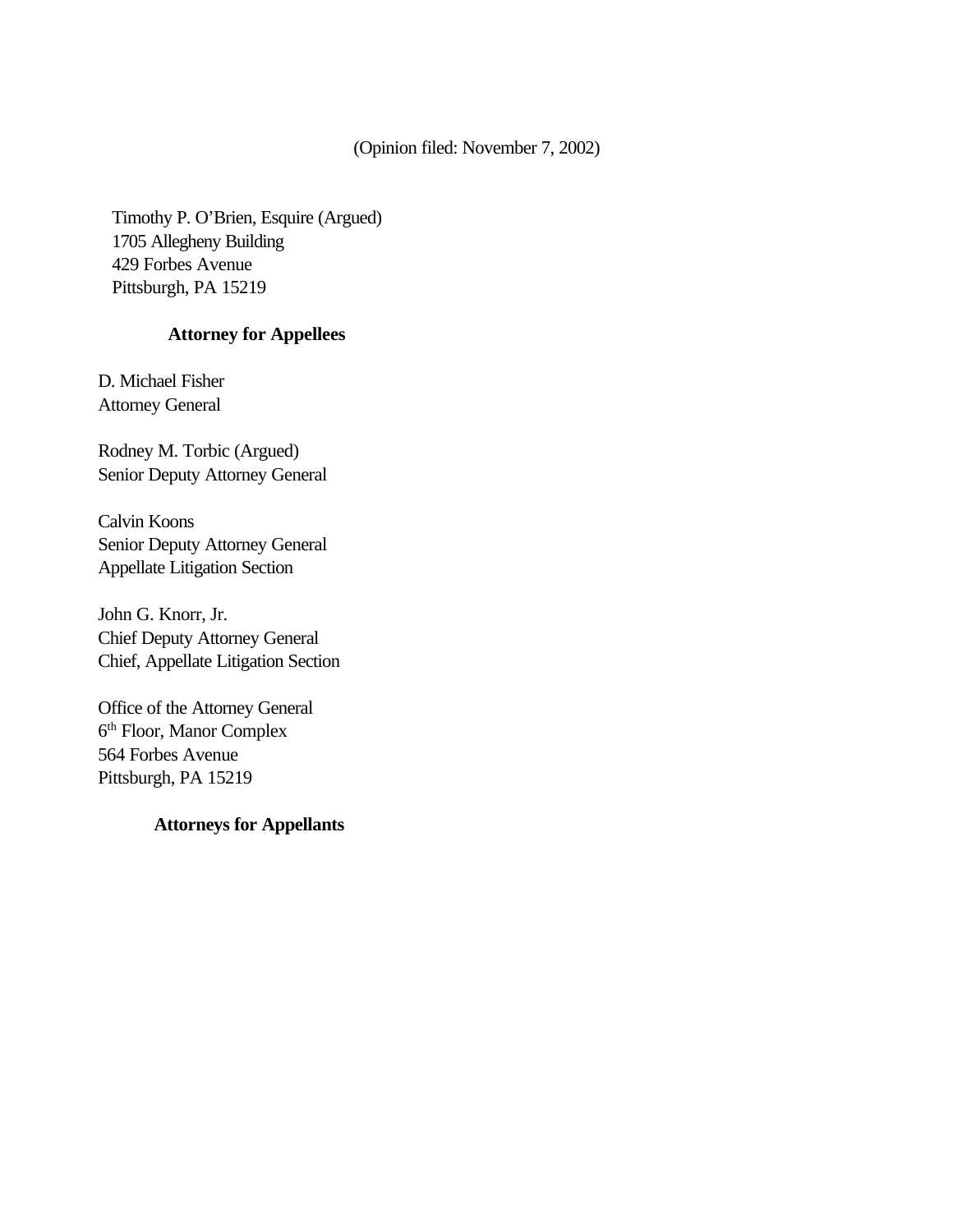(Opinion filed: November 7, 2002)

Timothy P. O'Brien, Esquire (Argued)
1705 Allegheny Building
429 Forbes Avenue
Pittsburgh, PA 15219

**Attorney for Appellees**

D. Michael Fisher
Attorney General

Rodney M. Torbic (Argued)
Senior Deputy Attorney General

Calvin Koons
Senior Deputy Attorney General
Appellate Litigation Section

John G. Knorr, Jr.
Chief Deputy Attorney General
Chief, Appellate Litigation Section

Office of the Attorney General
6th Floor, Manor Complex
564 Forbes Avenue
Pittsburgh, PA 15219

**Attorneys for Appellants**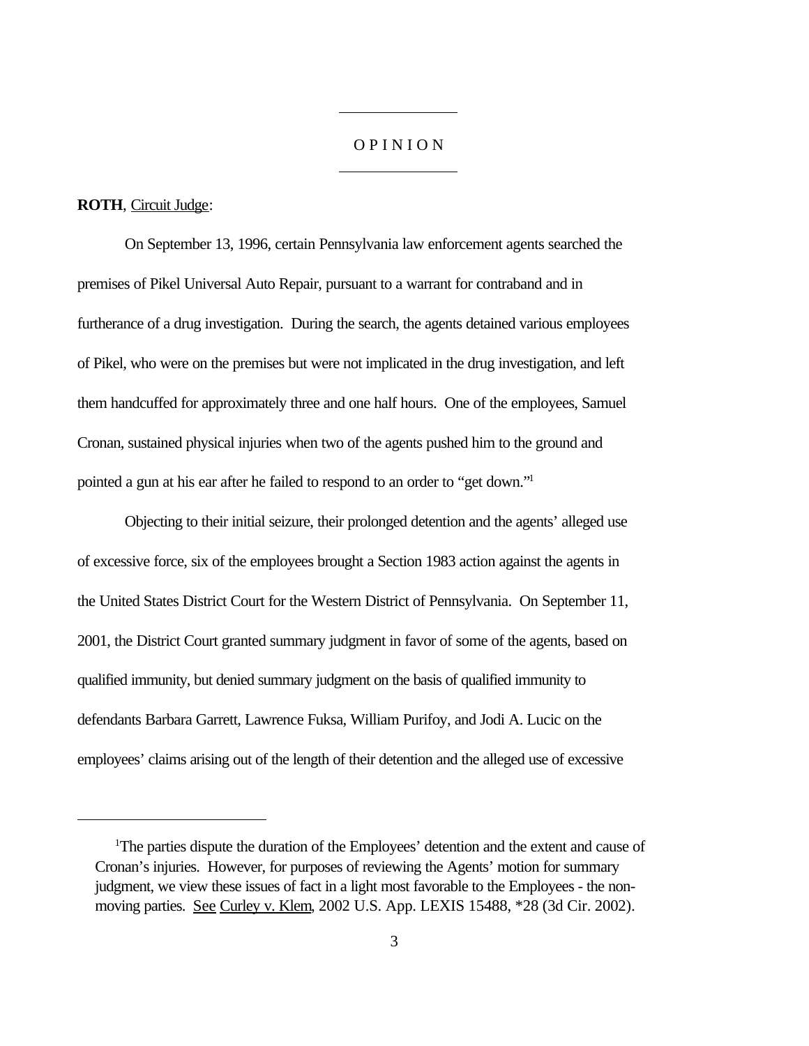# O P I N I O N

**ROTH**, Circuit Judge:

On September 13, 1996, certain Pennsylvania law enforcement agents searched the premises of Pikel Universal Auto Repair, pursuant to a warrant for contraband and in furtherance of a drug investigation. During the search, the agents detained various employees of Pikel, who were on the premises but were not implicated in the drug investigation, and left them handcuffed for approximately three and one half hours. One of the employees, Samuel Cronan, sustained physical injuries when two of the agents pushed him to the ground and pointed a gun at his ear after he failed to respond to an order to "get down."[1]

Objecting to their initial seizure, their prolonged detention and the agents' alleged use of excessive force, six of the employees brought a Section 1983 action against the agents in the United States District Court for the Western District of Pennsylvania. On September 11, 2001, the District Court granted summary judgment in favor of some of the agents, based on qualified immunity, but denied summary judgment on the basis of qualified immunity to defendants Barbara Garrett, Lawrence Fuksa, William Purifoy, and Jodi A. Lucic on the employees' claims arising out of the length of their detention and the alleged use of excessive

[1] The parties dispute the duration of the Employees' detention and the extent and cause of Cronan's injuries. However, for purposes of reviewing the Agents' motion for summary judgment, we view these issues of fact in a light most favorable to the Employees - the non-moving parties. See Curley v. Klem, 2002 U.S. App. LEXIS 15488, *28 (3d Cir. 2002).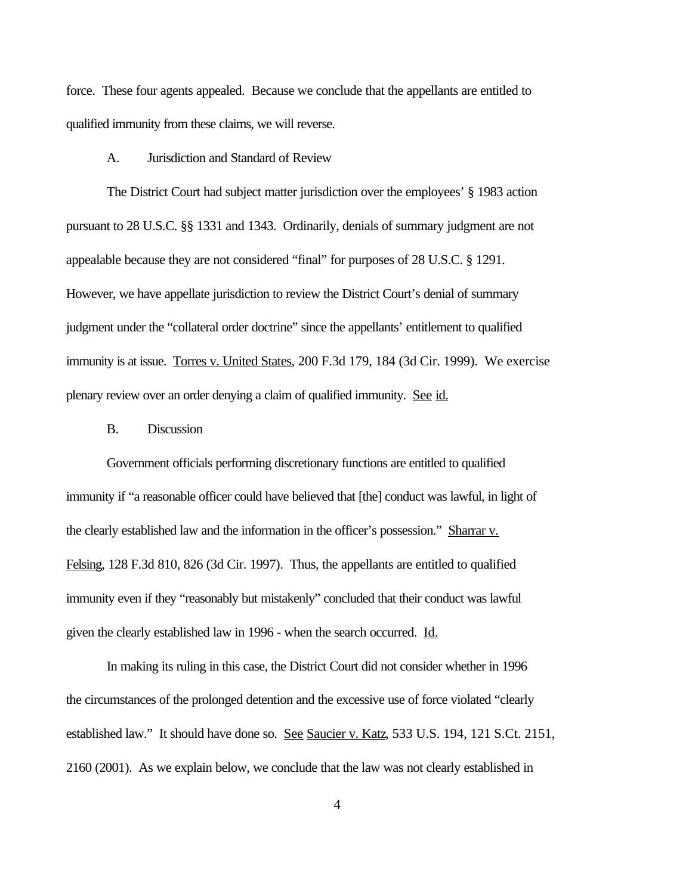force. These four agents appealed. Because we conclude that the appellants are entitled to qualified immunity from these claims, we will reverse.

### A. Jurisdiction and Standard of Review

The District Court had subject matter jurisdiction over the employees' § 1983 action pursuant to 28 U.S.C. §§ 1331 and 1343. Ordinarily, denials of summary judgment are not appealable because they are not considered "final" for purposes of 28 U.S.C. § 1291. However, we have appellate jurisdiction to review the District Court's denial of summary judgment under the "collateral order doctrine" since the appellants' entitlement to qualified immunity is at issue. Torres v. United States, 200 F.3d 179, 184 (3d Cir. 1999). We exercise plenary review over an order denying a claim of qualified immunity. See id.

### B. Discussion

Government officials performing discretionary functions are entitled to qualified immunity if "a reasonable officer could have believed that [the] conduct was lawful, in light of the clearly established law and the information in the officer's possession." Sharrar v. Felsing, 128 F.3d 810, 826 (3d Cir. 1997). Thus, the appellants are entitled to qualified immunity even if they "reasonably but mistakenly" concluded that their conduct was lawful given the clearly established law in 1996 - when the search occurred. Id.

In making its ruling in this case, the District Court did not consider whether in 1996 the circumstances of the prolonged detention and the excessive use of force violated "clearly established law." It should have done so. See Saucier v. Katz, 533 U.S. 194, 121 S.Ct. 2151, 2160 (2001). As we explain below, we conclude that the law was not clearly established in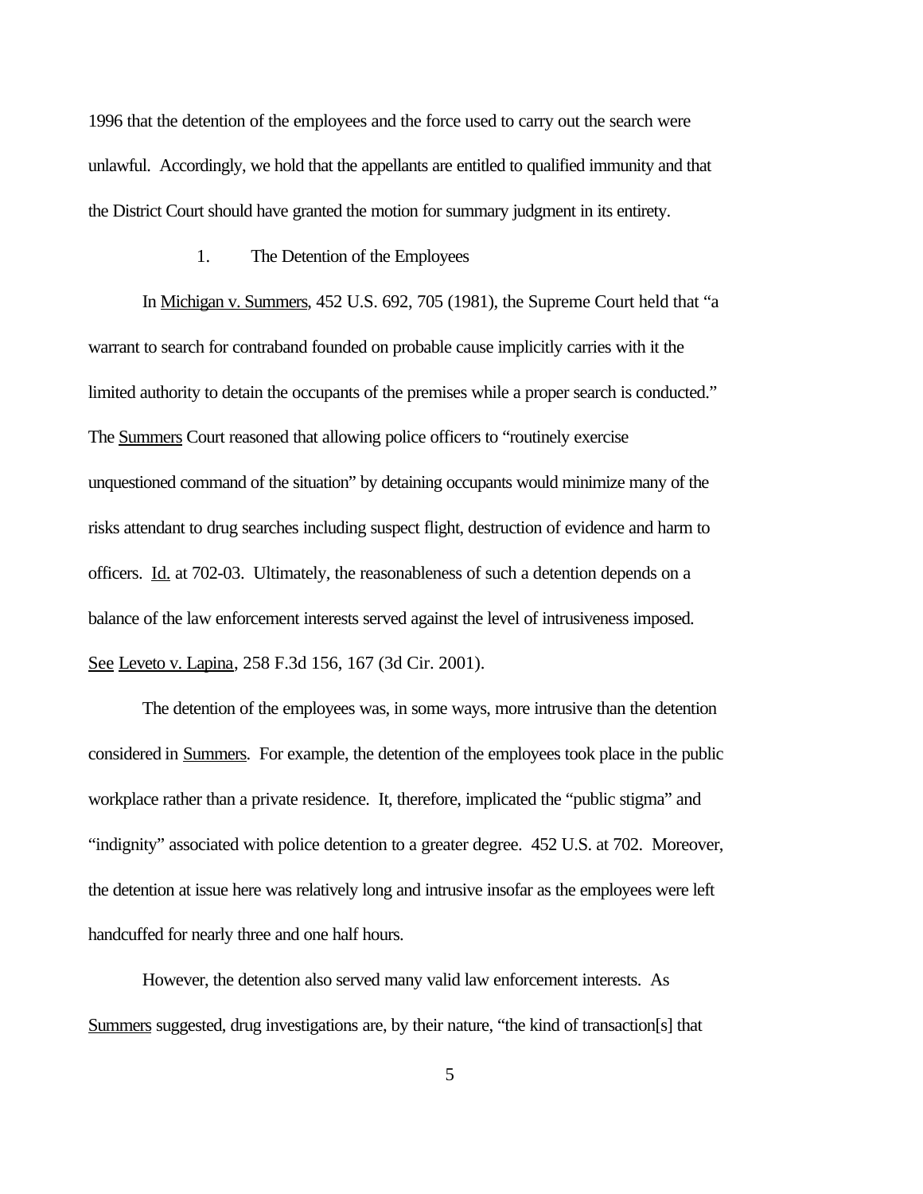1996 that the detention of the employees and the force used to carry out the search were unlawful. Accordingly, we hold that the appellants are entitled to qualified immunity and that the District Court should have granted the motion for summary judgment in its entirety.

1. The Detention of the Employees

In Michigan v. Summers, 452 U.S. 692, 705 (1981), the Supreme Court held that "a warrant to search for contraband founded on probable cause implicitly carries with it the limited authority to detain the occupants of the premises while a proper search is conducted." The Summers Court reasoned that allowing police officers to "routinely exercise unquestioned command of the situation" by detaining occupants would minimize many of the risks attendant to drug searches including suspect flight, destruction of evidence and harm to officers. Id. at 702-03. Ultimately, the reasonableness of such a detention depends on a balance of the law enforcement interests served against the level of intrusiveness imposed. See Leveto v. Lapina, 258 F.3d 156, 167 (3d Cir. 2001).

The detention of the employees was, in some ways, more intrusive than the detention considered in Summers. For example, the detention of the employees took place in the public workplace rather than a private residence. It, therefore, implicated the "public stigma" and "indignity" associated with police detention to a greater degree. 452 U.S. at 702. Moreover, the detention at issue here was relatively long and intrusive insofar as the employees were left handcuffed for nearly three and one half hours.

However, the detention also served many valid law enforcement interests. As Summers suggested, drug investigations are, by their nature, "the kind of transaction[s] that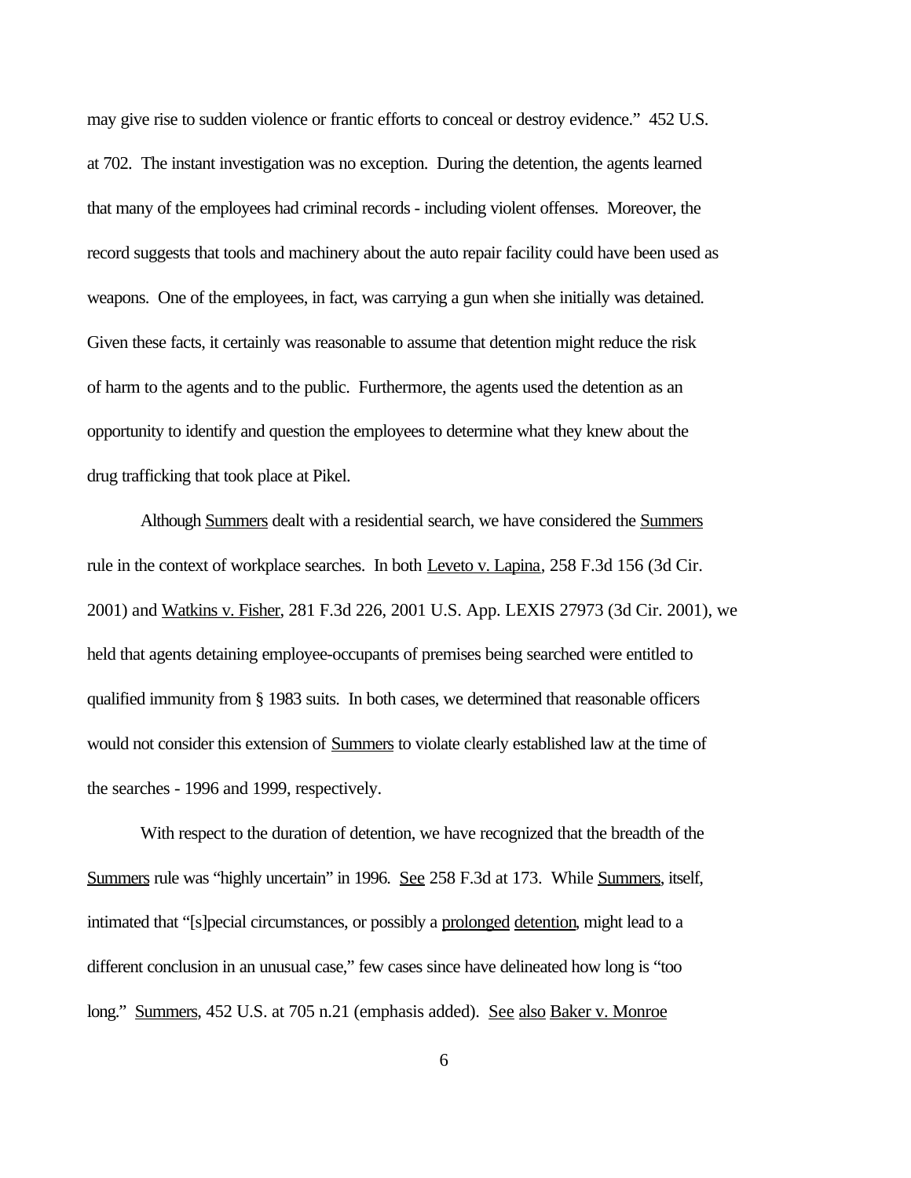may give rise to sudden violence or frantic efforts to conceal or destroy evidence." 452 U.S. at 702. The instant investigation was no exception. During the detention, the agents learned that many of the employees had criminal records - including violent offenses. Moreover, the record suggests that tools and machinery about the auto repair facility could have been used as weapons. One of the employees, in fact, was carrying a gun when she initially was detained. Given these facts, it certainly was reasonable to assume that detention might reduce the risk of harm to the agents and to the public. Furthermore, the agents used the detention as an opportunity to identify and question the employees to determine what they knew about the drug trafficking that took place at Pikel.

Although Summers dealt with a residential search, we have considered the Summers rule in the context of workplace searches. In both Leveto v. Lapina, 258 F.3d 156 (3d Cir. 2001) and Watkins v. Fisher, 281 F.3d 226, 2001 U.S. App. LEXIS 27973 (3d Cir. 2001), we held that agents detaining employee-occupants of premises being searched were entitled to qualified immunity from § 1983 suits. In both cases, we determined that reasonable officers would not consider this extension of Summers to violate clearly established law at the time of the searches - 1996 and 1999, respectively.

With respect to the duration of detention, we have recognized that the breadth of the Summers rule was "highly uncertain" in 1996. See 258 F.3d at 173. While Summers, itself, intimated that "[s]pecial circumstances, or possibly a prolonged detention, might lead to a different conclusion in an unusual case," few cases since have delineated how long is "too long." Summers, 452 U.S. at 705 n.21 (emphasis added). See also Baker v. Monroe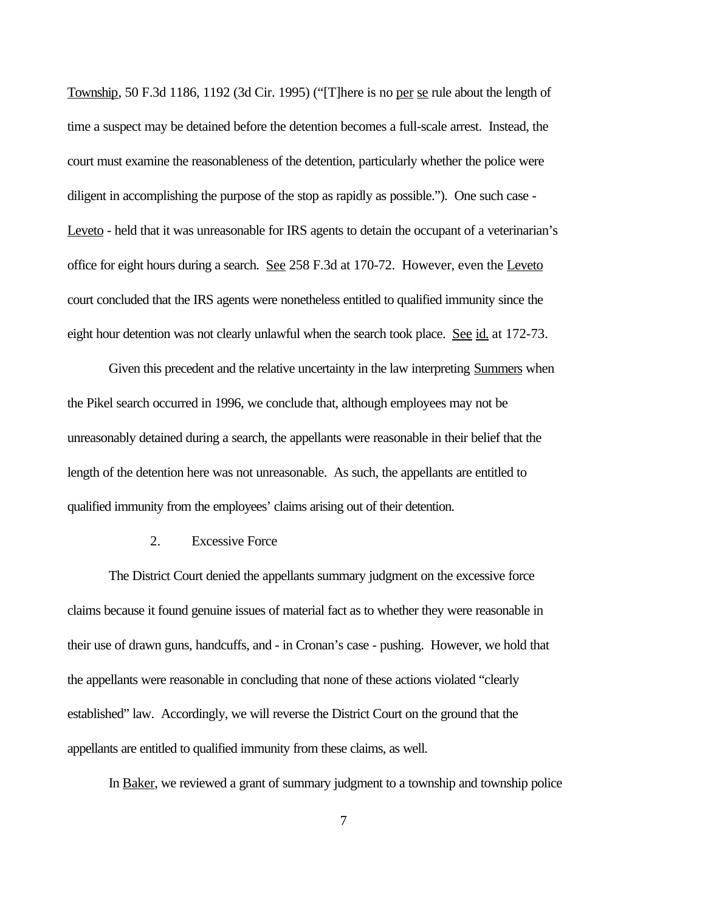Township, 50 F.3d 1186, 1192 (3d Cir. 1995) ("[T]here is no per se rule about the length of time a suspect may be detained before the detention becomes a full-scale arrest. Instead, the court must examine the reasonableness of the detention, particularly whether the police were diligent in accomplishing the purpose of the stop as rapidly as possible."). One such case - Leveto - held that it was unreasonable for IRS agents to detain the occupant of a veterinarian's office for eight hours during a search. See 258 F.3d at 170-72. However, even the Leveto court concluded that the IRS agents were nonetheless entitled to qualified immunity since the eight hour detention was not clearly unlawful when the search took place. See id. at 172-73.

Given this precedent and the relative uncertainty in the law interpreting Summers when the Pikel search occurred in 1996, we conclude that, although employees may not be unreasonably detained during a search, the appellants were reasonable in their belief that the length of the detention here was not unreasonable. As such, the appellants are entitled to qualified immunity from the employees' claims arising out of their detention.

2. Excessive Force

The District Court denied the appellants summary judgment on the excessive force claims because it found genuine issues of material fact as to whether they were reasonable in their use of drawn guns, handcuffs, and - in Cronan's case - pushing. However, we hold that the appellants were reasonable in concluding that none of these actions violated "clearly established" law. Accordingly, we will reverse the District Court on the ground that the appellants are entitled to qualified immunity from these claims, as well.

In Baker, we reviewed a grant of summary judgment to a township and township police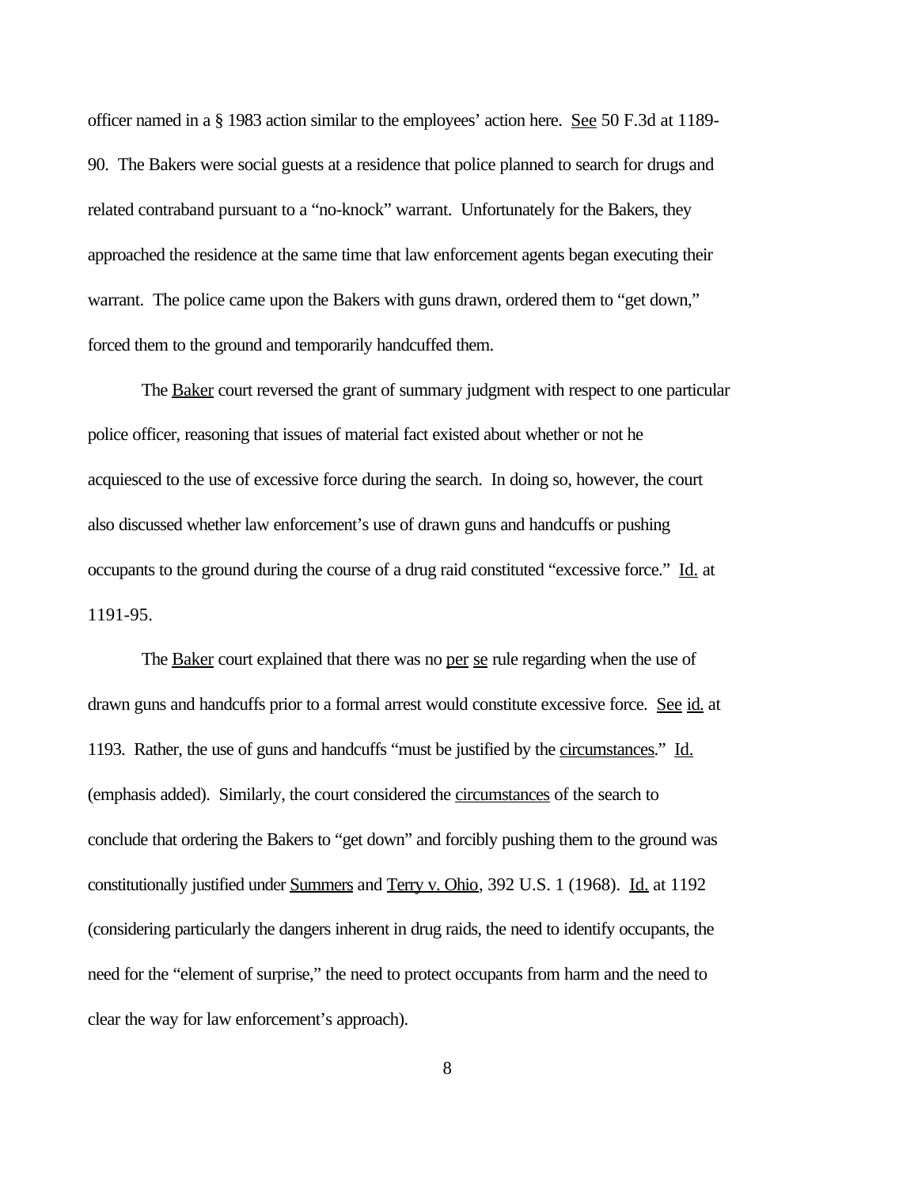officer named in a § 1983 action similar to the employees' action here. See 50 F.3d at 1189-90. The Bakers were social guests at a residence that police planned to search for drugs and related contraband pursuant to a "no-knock" warrant. Unfortunately for the Bakers, they approached the residence at the same time that law enforcement agents began executing their warrant. The police came upon the Bakers with guns drawn, ordered them to "get down," forced them to the ground and temporarily handcuffed them.

The Baker court reversed the grant of summary judgment with respect to one particular police officer, reasoning that issues of material fact existed about whether or not he acquiesced to the use of excessive force during the search. In doing so, however, the court also discussed whether law enforcement's use of drawn guns and handcuffs or pushing occupants to the ground during the course of a drug raid constituted "excessive force." Id. at 1191-95.

The Baker court explained that there was no per se rule regarding when the use of drawn guns and handcuffs prior to a formal arrest would constitute excessive force. See id. at 1193. Rather, the use of guns and handcuffs "must be justified by the circumstances." Id. (emphasis added). Similarly, the court considered the circumstances of the search to conclude that ordering the Bakers to "get down" and forcibly pushing them to the ground was constitutionally justified under Summers and Terry v. Ohio, 392 U.S. 1 (1968). Id. at 1192 (considering particularly the dangers inherent in drug raids, the need to identify occupants, the need for the "element of surprise," the need to protect occupants from harm and the need to clear the way for law enforcement's approach).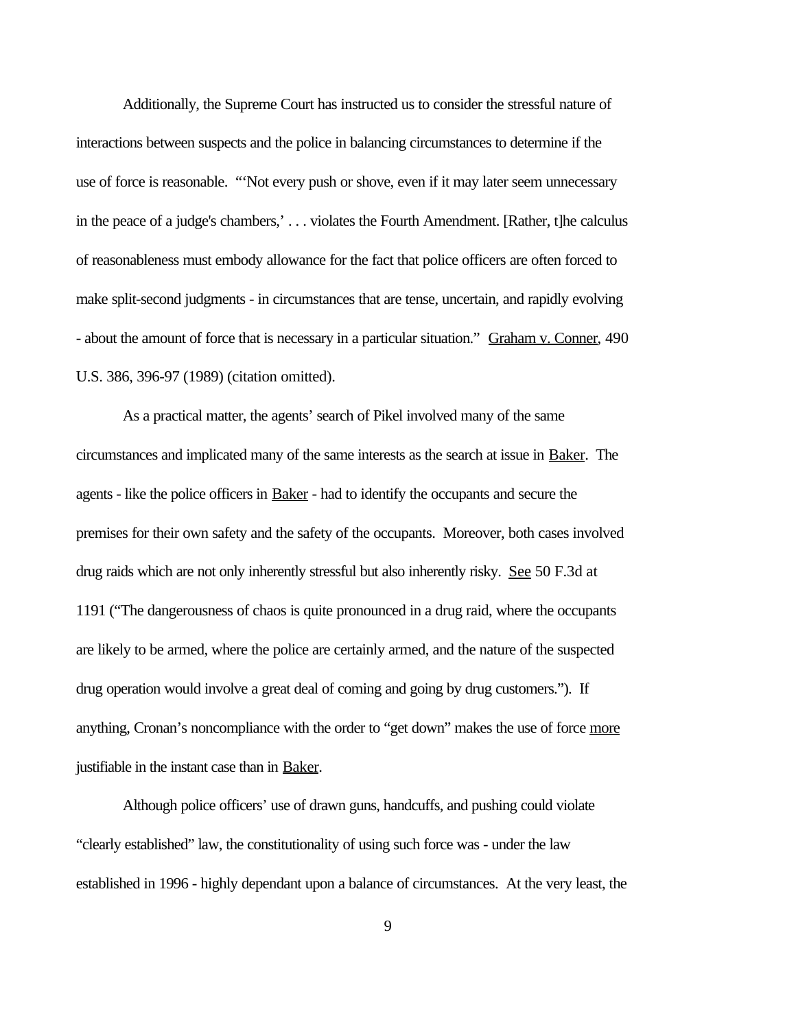Additionally, the Supreme Court has instructed us to consider the stressful nature of interactions between suspects and the police in balancing circumstances to determine if the use of force is reasonable. "'Not every push or shove, even if it may later seem unnecessary in the peace of a judge's chambers,' . . . violates the Fourth Amendment. [Rather, t]he calculus of reasonableness must embody allowance for the fact that police officers are often forced to make split-second judgments - in circumstances that are tense, uncertain, and rapidly evolving - about the amount of force that is necessary in a particular situation." Graham v. Conner, 490 U.S. 386, 396-97 (1989) (citation omitted).

As a practical matter, the agents' search of Pikel involved many of the same circumstances and implicated many of the same interests as the search at issue in Baker. The agents - like the police officers in Baker - had to identify the occupants and secure the premises for their own safety and the safety of the occupants. Moreover, both cases involved drug raids which are not only inherently stressful but also inherently risky. See 50 F.3d at 1191 ("The dangerousness of chaos is quite pronounced in a drug raid, where the occupants are likely to be armed, where the police are certainly armed, and the nature of the suspected drug operation would involve a great deal of coming and going by drug customers."). If anything, Cronan's noncompliance with the order to "get down" makes the use of force more justifiable in the instant case than in Baker.

Although police officers' use of drawn guns, handcuffs, and pushing could violate "clearly established" law, the constitutionality of using such force was - under the law established in 1996 - highly dependant upon a balance of circumstances. At the very least, the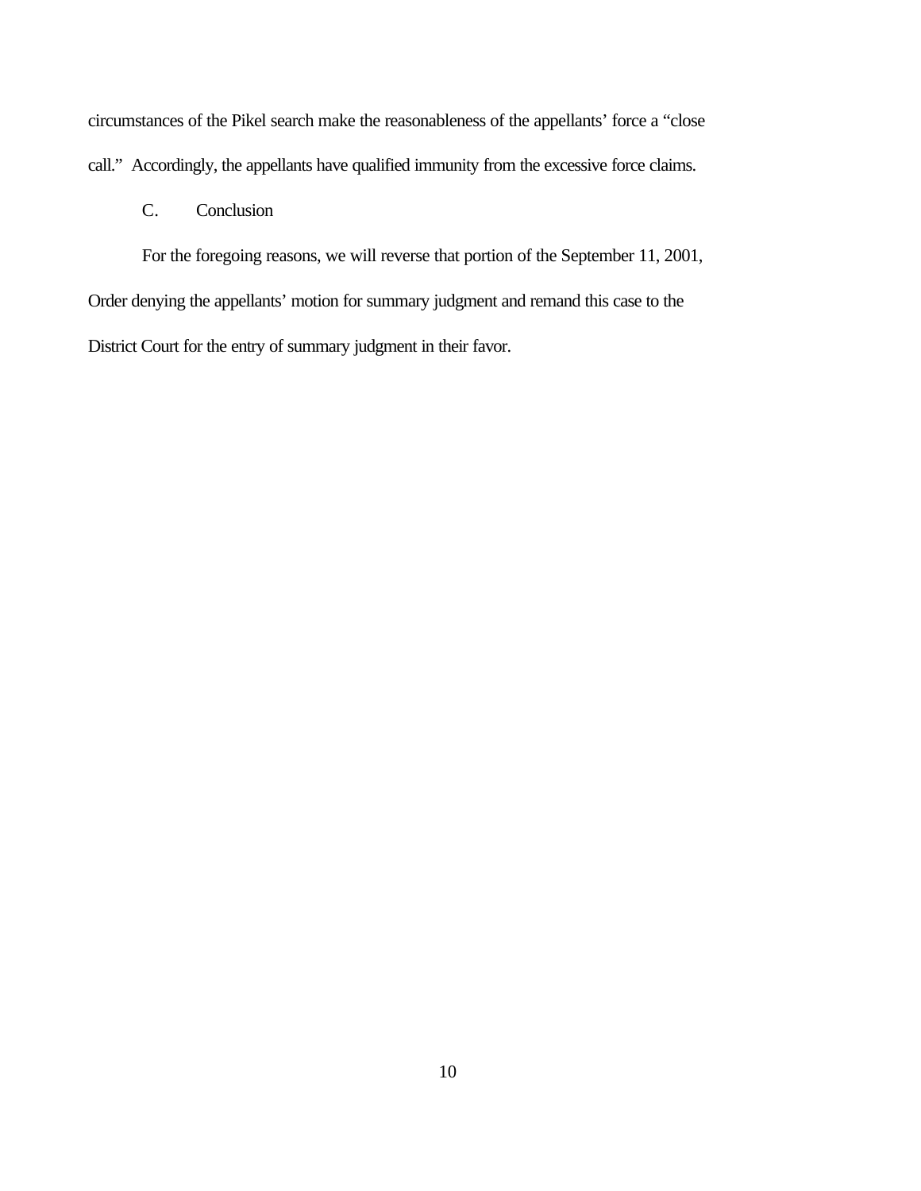circumstances of the Pikel search make the reasonableness of the appellants' force a "close call." Accordingly, the appellants have qualified immunity from the excessive force claims.

C. Conclusion

For the foregoing reasons, we will reverse that portion of the September 11, 2001, Order denying the appellants' motion for summary judgment and remand this case to the District Court for the entry of summary judgment in their favor.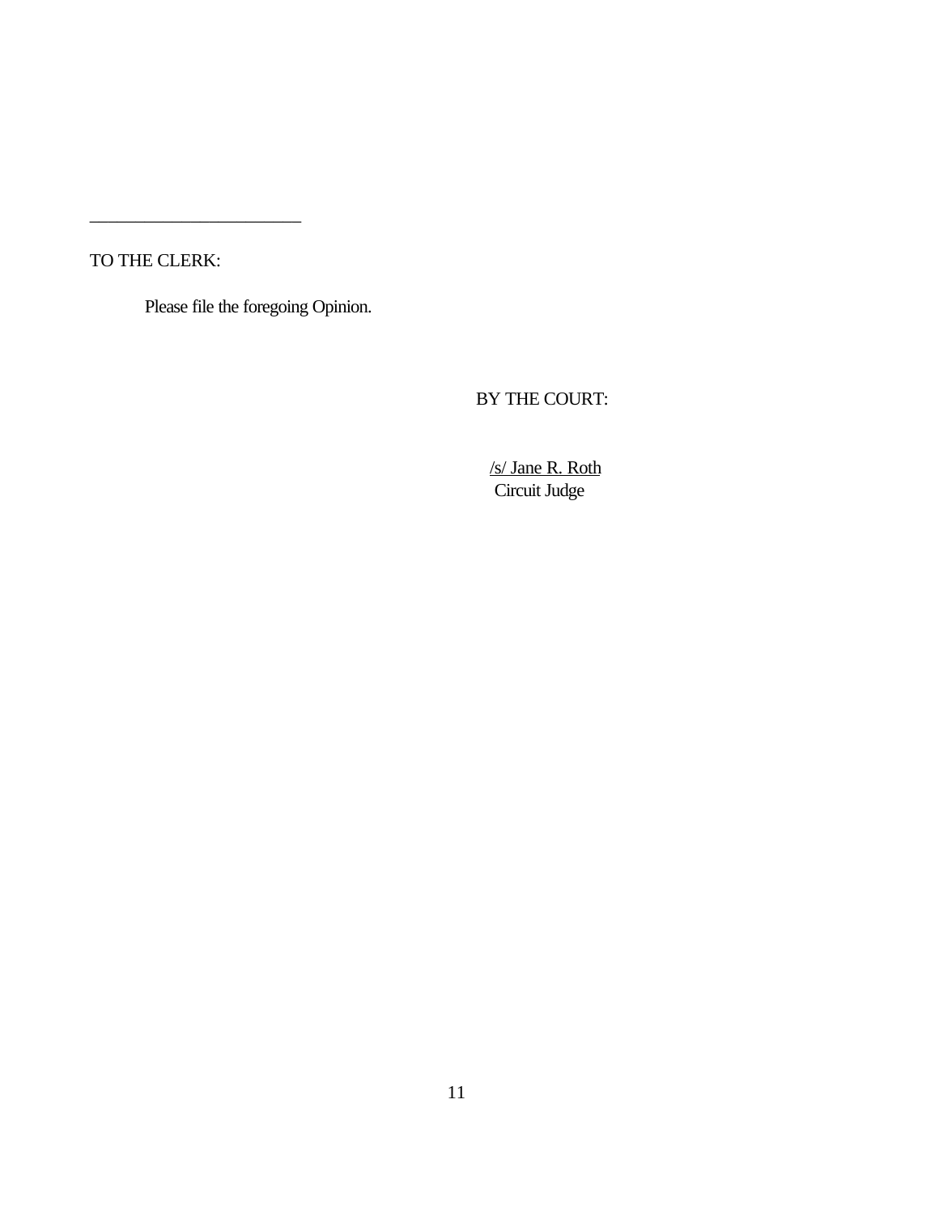---

TO THE CLERK:

Please file the foregoing Opinion.

BY THE COURT:

/s/ Jane R. Roth
Circuit Judge